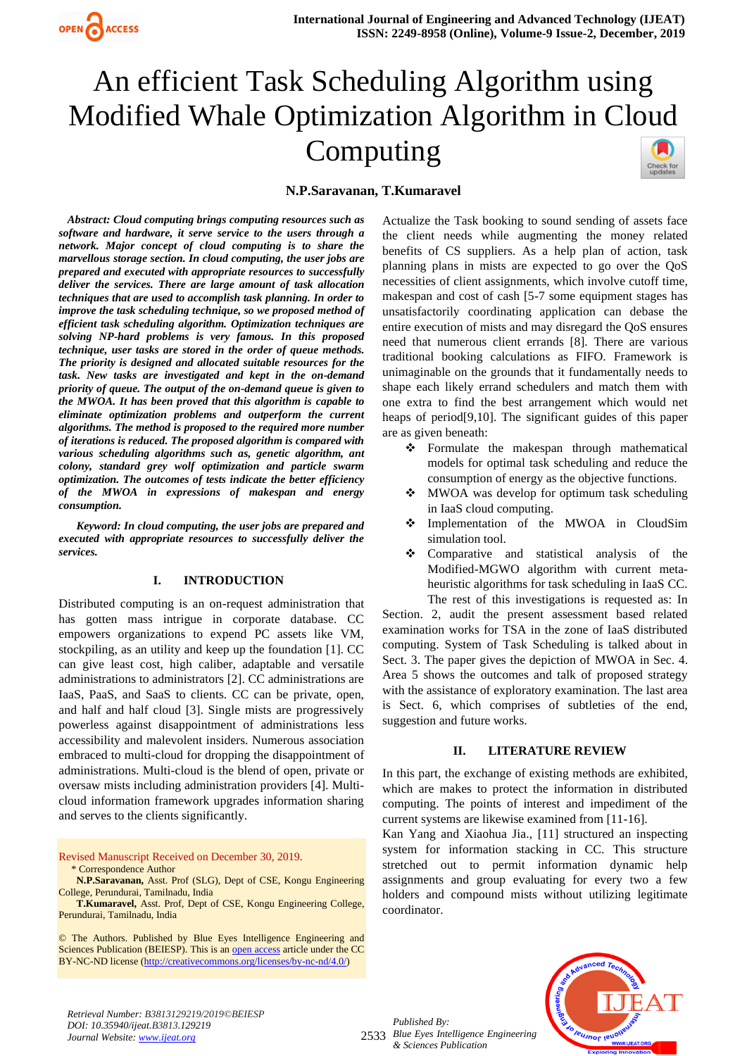# An efficient Task Scheduling Algorithm using Modified Whale Optimization Algorithm in Cloud Computing

**N.P.Saravanan, T.Kumaravel**

***Abstract: Cloud computing brings computing resources such as software and hardware, it serve service to the users through a network. Major concept of cloud computing is to share the marvellous storage section. In cloud computing, the user jobs are prepared and executed with appropriate resources to successfully deliver the services. There are large amount of task allocation techniques that are used to accomplish task planning. In order to improve the task scheduling technique, so we proposed method of efficient task scheduling algorithm. Optimization techniques are solving NP-hard problems is very famous. In this proposed technique, user tasks are stored in the order of queue methods. The priority is designed and allocated suitable resources for the task. New tasks are investigated and kept in the on-demand priority of queue. The output of the on-demand queue is given to the MWOA. It has been proved that this algorithm is capable to eliminate optimization problems and outperform the current algorithms. The method is proposed to the required more number of iterations is reduced. The proposed algorithm is compared with various scheduling algorithms such as, genetic algorithm, ant colony, standard grey wolf optimization and particle swarm optimization. The outcomes of tests indicate the better efficiency of the MWOA in expressions of makespan and energy consumption.***

***Keyword: In cloud computing, the user jobs are prepared and executed with appropriate resources to successfully deliver the services.***

## I. INTRODUCTION

Distributed computing is an on-request administration that has gotten mass intrigue in corporate database. CC empowers organizations to expend PC assets like VM, stockpiling, as an utility and keep up the foundation [1]. CC can give least cost, high caliber, adaptable and versatile administrations to administrators [2]. CC administrations are IaaS, PaaS, and SaaS to clients. CC can be private, open, and half and half cloud [3]. Single mists are progressively powerless against disappointment of administrations less accessibility and malevolent insiders. Numerous association embraced to multi-cloud for dropping the disappointment of administrations. Multi-cloud is the blend of open, private or oversaw mists including administration providers [4]. Multi-cloud information framework upgrades information sharing and serves to the clients significantly.

Revised Manuscript Received on December 30, 2019.

\* Correspondence Author

**N.P.Saravanan**, Asst. Prof (SLG), Dept of CSE, Kongu Engineering College, Perundurai, Tamilnadu, India

**T.Kumaravel**, Asst. Prof, Dept of CSE, Kongu Engineering College, Perundurai, Tamilnadu, India

© The Authors. Published by Blue Eyes Intelligence Engineering and Sciences Publication (BEIESP). This is an open access article under the CC BY-NC-ND license (http://creativecommons.org/licenses/by-nc-nd/4.0/)

Actualize the Task booking to sound sending of assets face the client needs while augmenting the money related benefits of CS suppliers. As a help plan of action, task planning plans in mists are expected to go over the QoS necessities of client assignments, which involve cutoff time, makespan and cost of cash [5-7 some equipment stages has unsatisfactorily coordinating application can debase the entire execution of mists and may disregard the QoS ensures need that numerous client errands [8]. There are various traditional booking calculations as FIFO. Framework is unimaginable on the grounds that it fundamentally needs to shape each likely errand schedulers and match them with one extra to find the best arrangement which would net heaps of period[9,10]. The significant guides of this paper are as given beneath:

- Formulate the makespan through mathematical models for optimal task scheduling and reduce the consumption of energy as the objective functions.
- MWOA was develop for optimum task scheduling in IaaS cloud computing.
- Implementation of the MWOA in CloudSim simulation tool.
- Comparative and statistical analysis of the Modified-MGWO algorithm with current meta-heuristic algorithms for task scheduling in IaaS CC.

The rest of this investigations is requested as: In Section. 2, audit the present assessment based related examination works for TSA in the zone of IaaS distributed computing. System of Task Scheduling is talked about in Sect. 3. The paper gives the depiction of MWOA in Sec. 4. Area 5 shows the outcomes and talk of proposed strategy with the assistance of exploratory examination. The last area is Sect. 6, which comprises of subtleties of the end, suggestion and future works.

## II. LITERATURE REVIEW

In this part, the exchange of existing methods are exhibited, which are makes to protect the information in distributed computing. The points of interest and impediment of the current systems are likewise examined from [11-16].

Kan Yang and Xiaohua Jia., [11] structured an inspecting system for information stacking in CC. This structure stretched out to permit information dynamic help assignments and group evaluating for every two a few holders and compound mists without utilizing legitimate coordinator.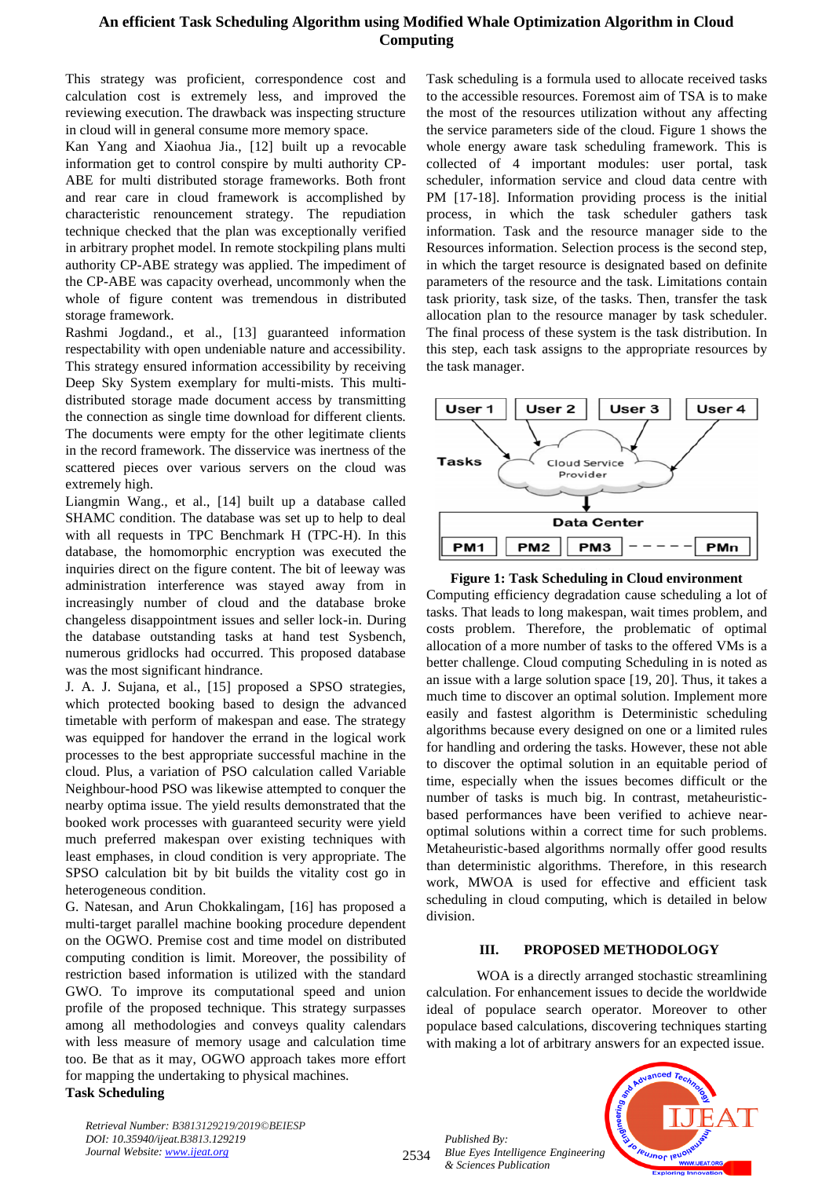This strategy was proficient, correspondence cost and calculation cost is extremely less, and improved the reviewing execution. The drawback was inspecting structure in cloud will in general consume more memory space.

Kan Yang and Xiaohua Jia., [12] built up a revocable information get to control conspire by multi authority CP-ABE for multi distributed storage frameworks. Both front and rear care in cloud framework is accomplished by characteristic renouncement strategy. The repudiation technique checked that the plan was exceptionally verified in arbitrary prophet model. In remote stockpiling plans multi authority CP-ABE strategy was applied. The impediment of the CP-ABE was capacity overhead, uncommonly when the whole of figure content was tremendous in distributed storage framework.

Rashmi Jogdand., et al., [13] guaranteed information respectability with open undeniable nature and accessibility. This strategy ensured information accessibility by receiving Deep Sky System exemplary for multi-mists. This multi-distributed storage made document access by transmitting the connection as single time download for different clients. The documents were empty for the other legitimate clients in the record framework. The disservice was inertness of the scattered pieces over various servers on the cloud was extremely high.

Liangmin Wang., et al., [14] built up a database called SHAMC condition. The database was set up to help to deal with all requests in TPC Benchmark H (TPC-H). In this database, the homomorphic encryption was executed the inquiries direct on the figure content. The bit of leeway was administration interference was stayed away from in increasingly number of cloud and the database broke changeless disappointment issues and seller lock-in. During the database outstanding tasks at hand test Sysbench, numerous gridlocks had occurred. This proposed database was the most significant hindrance.

J. A. J. Sujana, et al., [15] proposed a SPSO strategies, which protected booking based to design the advanced timetable with perform of makespan and ease. The strategy was equipped for handover the errand in the logical work processes to the best appropriate successful machine in the cloud. Plus, a variation of PSO calculation called Variable Neighbour-hood PSO was likewise attempted to conquer the nearby optima issue. The yield results demonstrated that the booked work processes with guaranteed security were yield much preferred makespan over existing techniques with least emphases, in cloud condition is very appropriate. The SPSO calculation bit by bit builds the vitality cost go in heterogeneous condition.

G. Natesan, and Arun Chokkalingam, [16] has proposed a multi-target parallel machine booking procedure dependent on the OGWO. Premise cost and time model on distributed computing condition is limit. Moreover, the possibility of restriction based information is utilized with the standard GWO. To improve its computational speed and union profile of the proposed technique. This strategy surpasses among all methodologies and conveys quality calendars with less measure of memory usage and calculation time too. Be that as it may, OGWO approach takes more effort for mapping the undertaking to physical machines.

**Task Scheduling**

Task scheduling is a formula used to allocate received tasks to the accessible resources. Foremost aim of TSA is to make the most of the resources utilization without any affecting the service parameters side of the cloud. Figure 1 shows the whole energy aware task scheduling framework. This is collected of 4 important modules: user portal, task scheduler, information service and cloud data centre with PM [17-18]. Information providing process is the initial process, in which the task scheduler gathers task information. Task and the resource manager side to the Resources information. Selection process is the second step, in which the target resource is designated based on definite parameters of the resource and the task. Limitations contain task priority, task size, of the tasks. Then, transfer the task allocation plan to the resource manager by task scheduler. The final process of these system is the task distribution. In this step, each task assigns to the appropriate resources by the task manager.

**Figure 1: Task Scheduling in Cloud environment**

Computing efficiency degradation cause scheduling a lot of tasks. That leads to long makespan, wait times problem, and costs problem. Therefore, the problematic of optimal allocation of a more number of tasks to the offered VMs is a better challenge. Cloud computing Scheduling in is noted as an issue with a large solution space [19, 20]. Thus, it takes a much time to discover an optimal solution. Implement more easily and fastest algorithm is Deterministic scheduling algorithms because every designed on one or a limited rules for handling and ordering the tasks. However, these not able to discover the optimal solution in an equitable period of time, especially when the issues becomes difficult or the number of tasks is much big. In contrast, metaheuristic-based performances have been verified to achieve near-optimal solutions within a correct time for such problems. Metaheuristic-based algorithms normally offer good results than deterministic algorithms. Therefore, in this research work, MWOA is used for effective and efficient task scheduling in cloud computing, which is detailed in below division.

## III. PROPOSED METHODOLOGY

WOA is a directly arranged stochastic streamlining calculation. For enhancement issues to decide the worldwide ideal of populace search operator. Moreover to other populace based calculations, discovering techniques starting with making a lot of arbitrary answers for an expected issue.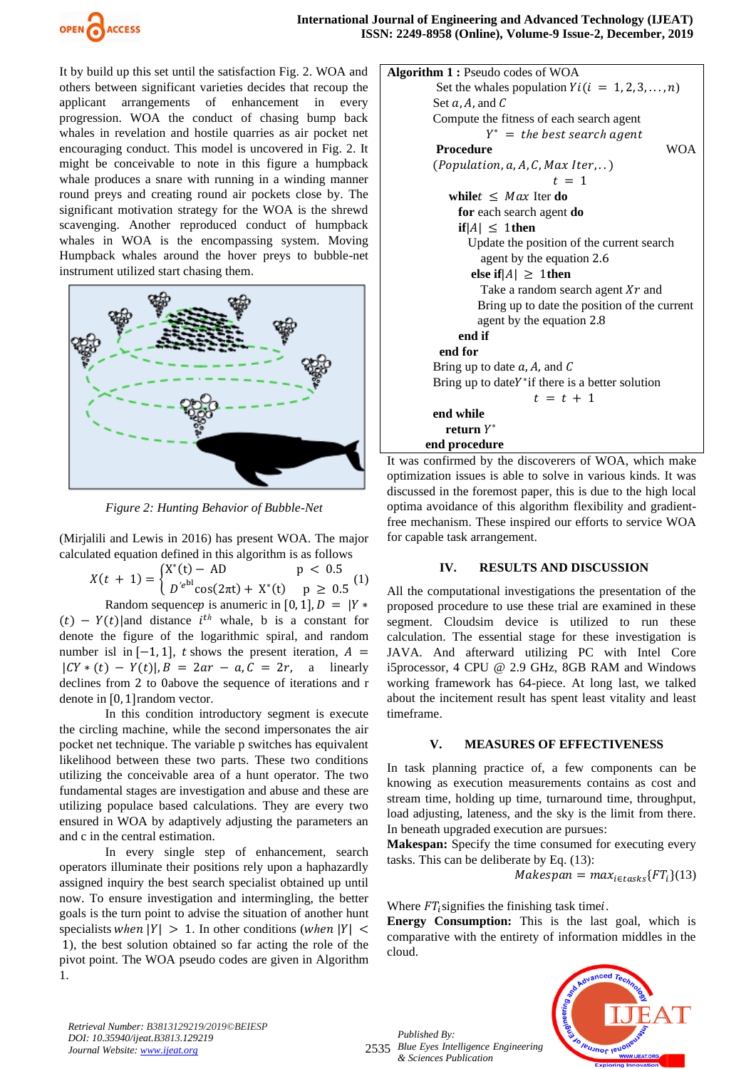It by build up this set until the satisfaction Fig. 2. WOA and others between significant varieties decides that recoup the applicant arrangements of enhancement in every progression. WOA the conduct of chasing bump back whales in revelation and hostile quarries as air pocket net encouraging conduct. This model is uncovered in Fig. 2. It might be conceivable to note in this figure a humpback whale produces a snare with running in a winding manner round preys and creating round air pockets close by. The significant motivation strategy for the WOA is the shrewd scavenging. Another reproduced conduct of humpback whales in WOA is the encompassing system. Moving Humpback whales around the hover preys to bubble-net instrument utilized start chasing them.

*Figure 2: Hunting Behavior of Bubble-Net*

(Mirjalili and Lewis in 2016) has present WOA. The major calculated equation defined in this algorithm is as follows

$$X(t+1) = \begin{cases} X^*(t) - AD & p < 0.5 \\ D'e^{bl}\cos(2\pi t) + X^*(t) & p \geq 0.5 \end{cases} \quad (1)$$

Random sequence $p$ is anumeric in $[0,1]$, $D = |Y*(t) - Y(t)|$ and distance $i^{th}$ whale, b is a constant for denote the figure of the logarithmic spiral, and random number isl in $[-1,1]$, $t$ shows the present iteration, $A = |CY*(t) - Y(t)|$, $B = 2ar - a$, $C = 2r$, a linearly declines from 2 to 0above the sequence of iterations and r denote in $[0,1]$random vector.

In this condition introductory segment is execute the circling machine, while the second impersonates the air pocket net technique. The variable p switches has equivalent likelihood between these two parts. These two conditions utilizing the conceivable area of a hunt operator. The two fundamental stages are investigation and abuse and these are utilizing populace based calculations. They are every two ensured in WOA by adaptively adjusting the parameters an and c in the central estimation.

In every single step of enhancement, search operators illuminate their positions rely upon a haphazardly assigned inquiry the best search specialist obtained up until now. To ensure investigation and intermingling, the better goals is the turn point to advise the situation of another hunt specialists *when* $|Y| > 1$. In other conditions (*when* $|Y| < 1$), the best solution obtained so far acting the role of the pivot point. The WOA pseudo codes are given in Algorithm 1.

```
Algorithm 1 : Pseudo codes of WOA
    Set the whales population Yi(i = 1,2,3,...,n)
    Set a, A, and C
    Compute the fitness of each search agent
        Y* = the best search agent
    Procedure WOA (Population, a, A, C, Max Iter, ..)
        t = 1
      while t ≤ Max Iter do
        for each search agent do
          if |A| ≤ 1 then
            Update the position of the current search
            agent by the equation 2.6
          else if |A| ≥ 1 then
            Take a random search agent Xr and
            Bring up to date the position of the current
            agent by the equation 2.8
          end if
        end for
        Bring up to date a, A, and C
        Bring up to date Y* if there is a better solution
            t = t + 1
      end while
        return Y*
    end procedure
```

It was confirmed by the discoverers of WOA, which make optimization issues is able to solve in various kinds. It was discussed in the foremost paper, this is due to the high local optima avoidance of this algorithm flexibility and gradient-free mechanism. These inspired our efforts to service WOA for capable task arrangement.

## IV. RESULTS AND DISCUSSION

All the computational investigations the presentation of the proposed procedure to use these trial are examined in these segment. Cloudsim device is utilized to run these calculation. The essential stage for these investigation is JAVA. And afterward utilizing PC with Intel Core i5processor, 4 CPU @ 2.9 GHz, 8GB RAM and Windows working framework has 64-piece. At long last, we talked about the incitement result has spent least vitality and least timeframe.

## V. MEASURES OF EFFECTIVENESS

In task planning practice of, a few components can be knowing as execution measurements contains as cost and stream time, holding up time, turnaround time, throughput, load adjusting, lateness, and the sky is the limit from there. In beneath upgraded execution are pursues:

**Makespan:** Specify the time consumed for executing every tasks. This can be deliberate by Eq. (13):

$$Makespan = max_{i \in tasks}\{FT_i\} (13)$$

Where $FT_i$ signifies the finishing task time$i$.

**Energy Consumption:** This is the last goal, which is comparative with the entirety of information middles in the cloud.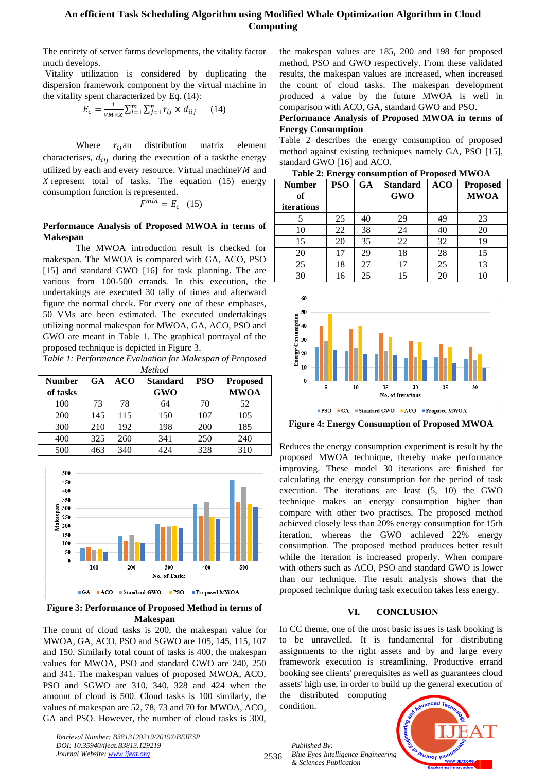The entirety of server farms developments, the vitality factor much develops.

Vitality utilization is considered by duplicating the dispersion framework component by the virtual machine in the vitality spent characterized by Eq. (14):

$$E_c = \frac{1}{VM \times X} \sum_{i=1}^{m} \sum_{j=1}^{n} r_{ij} \times d_{iij} \quad (14)$$

Where $r_{ij}$an distribution matrix element characterises, $d_{iij}$ during the execution of a taskthe energy utilized by each and every resource. Virtual machine$VM$ and $X$ represent total of tasks. The equation (15) energy consumption function is represented.

$$F^{min} = E_c \quad (15)$$

**Performance Analysis of Proposed MWOA in terms of Makespan**

The MWOA introduction result is checked for makespan. The MWOA is compared with GA, ACO, PSO [15] and standard GWO [16] for task planning. The are various from 100-500 errands. In this execution, the undertakings are executed 30 tally of times and afterward figure the normal check. For every one of these emphases, 50 VMs are been estimated. The executed undertakings utilizing normal makespan for MWOA, GA, ACO, PSO and GWO are meant in Table 1. The graphical portrayal of the proposed technique is depicted in Figure 3.

*Table 1: Performance Evaluation for Makespan of Proposed Method*

| Number of tasks | GA | ACO | Standard GWO | PSO | Proposed MWOA |
|---|---|---|---|---|---|
| 100 | 73 | 78 | 64 | 70 | 52 |
| 200 | 145 | 115 | 150 | 107 | 105 |
| 300 | 210 | 192 | 198 | 200 | 185 |
| 400 | 325 | 260 | 341 | 250 | 240 |
| 500 | 463 | 340 | 424 | 328 | 310 |

**Figure 3: Performance of Proposed Method in terms of Makespan**

The count of cloud tasks is 200, the makespan value for MWOA, GA, ACO, PSO and SGWO are 105, 145, 115, 107 and 150. Similarly total count of tasks is 400, the makespan values for MWOA, PSO and standard GWO are 240, 250 and 341. The makespan values of proposed MWOA, ACO, PSO and SGWO are 310, 340, 328 and 424 when the amount of cloud is 500. Cloud tasks is 100 similarly, the values of makespan are 52, 78, 73 and 70 for MWOA, ACO, GA and PSO. However, the number of cloud tasks is 300, the makespan values are 185, 200 and 198 for proposed method, PSO and GWO respectively. From these validated results, the makespan values are increased, when increased the count of cloud tasks. The makespan development produced a value by the future MWOA is well in comparison with ACO, GA, standard GWO and PSO.

**Performance Analysis of Proposed MWOA in terms of Energy Consumption**

Table 2 describes the energy consumption of proposed method against existing techniques namely GA, PSO [15], standard GWO [16] and ACO.

**Table 2: Energy consumption of Proposed MWOA**

| Number of iterations | PSO | GA | Standard GWO | ACO | Proposed MWOA |
|---|---|---|---|---|---|
| 5 | 25 | 40 | 29 | 49 | 23 |
| 10 | 22 | 38 | 24 | 40 | 20 |
| 15 | 20 | 35 | 22 | 32 | 19 |
| 20 | 17 | 29 | 18 | 28 | 15 |
| 25 | 18 | 27 | 17 | 25 | 13 |
| 30 | 16 | 25 | 15 | 20 | 10 |

**Figure 4: Energy Consumption of Proposed MWOA**

Reduces the energy consumption experiment is result by the proposed MWOA technique, thereby make performance improving. These model 30 iterations are finished for calculating the energy consumption for the period of task execution. The iterations are least (5, 10) the GWO technique makes an energy consumption higher than compare with other two practises. The proposed method achieved closely less than 20% energy consumption for 15th iteration, whereas the GWO achieved 22% energy consumption. The proposed method produces better result while the iteration is increased properly. When compare with others such as ACO, PSO and standard GWO is lower than our technique. The result analysis shows that the proposed technique during task execution takes less energy.

## VI. CONCLUSION

In CC theme, one of the most basic issues is task booking is to be unravelled. It is fundamental for distributing assignments to the right assets and by and large every framework execution is streamlining. Productive errand booking see clients' prerequisites as well as guarantees cloud assets' high use, in order to build up the general execution of the distributed computing condition.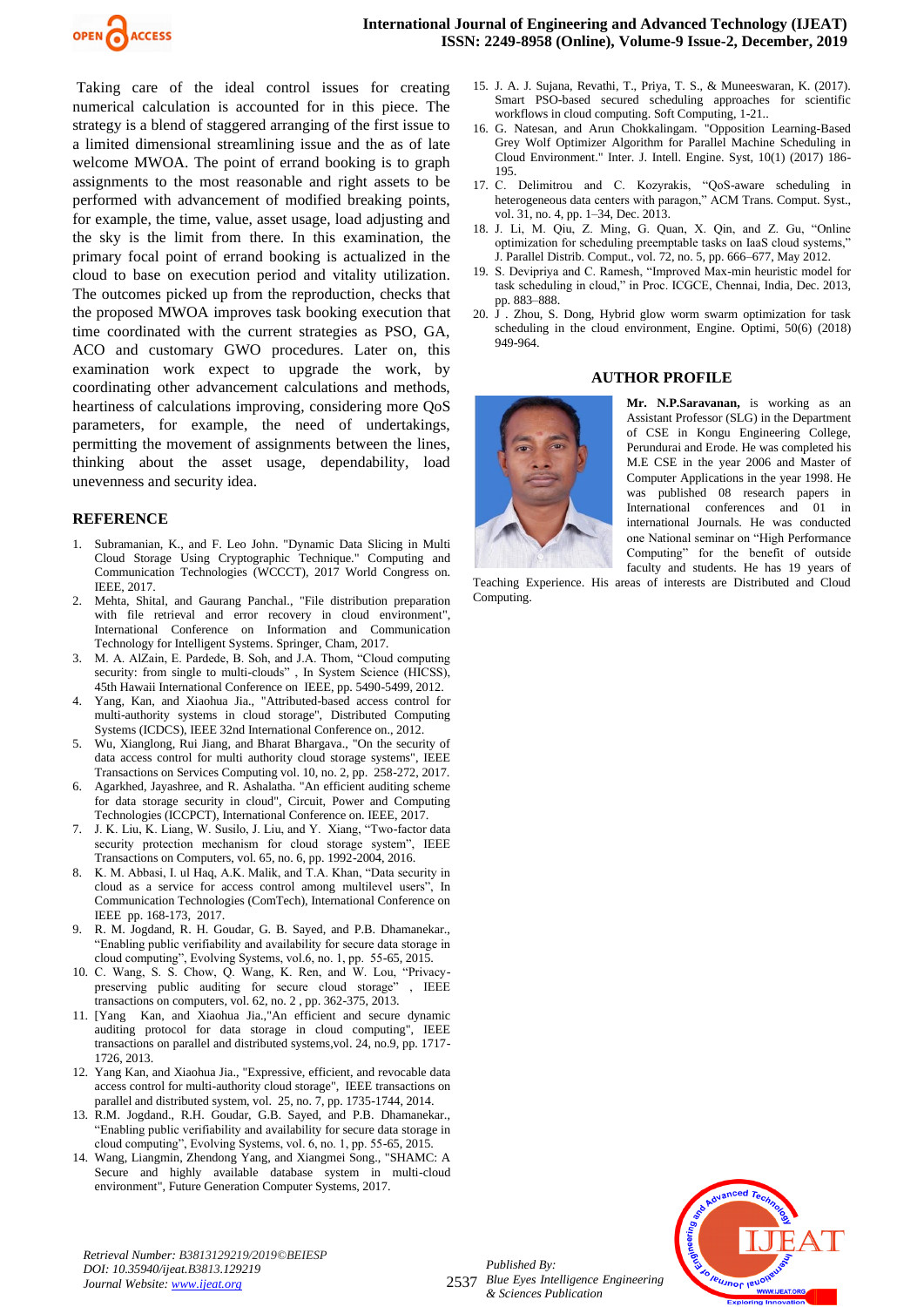Taking care of the ideal control issues for creating numerical calculation is accounted for in this piece. The strategy is a blend of staggered arranging of the first issue to a limited dimensional streamlining issue and the as of late welcome MWOA. The point of errand booking is to graph assignments to the most reasonable and right assets to be performed with advancement of modified breaking points, for example, the time, value, asset usage, load adjusting and the sky is the limit from there. In this examination, the primary focal point of errand booking is actualized in the cloud to base on execution period and vitality utilization. The outcomes picked up from the reproduction, checks that the proposed MWOA improves task booking execution that time coordinated with the current strategies as PSO, GA, ACO and customary GWO procedures. Later on, this examination work expect to upgrade the work, by coordinating other advancement calculations and methods, heartiness of calculations improving, considering more QoS parameters, for example, the need of undertakings, permitting the movement of assignments between the lines, thinking about the asset usage, dependability, load unevenness and security idea.

## REFERENCE

1. Subramanian, K., and F. Leo John. "Dynamic Data Slicing in Multi Cloud Storage Using Cryptographic Technique." Computing and Communication Technologies (WCCCT), 2017 World Congress on. IEEE, 2017.
2. Mehta, Shital, and Gaurang Panchal., "File distribution preparation with file retrieval and error recovery in cloud environment", International Conference on Information and Communication Technology for Intelligent Systems. Springer, Cham, 2017.
3. M. A. AlZain, E. Pardede, B. Soh, and J.A. Thom, "Cloud computing security: from single to multi-clouds" , In System Science (HICSS), 45th Hawaii International Conference on IEEE, pp. 5490-5499, 2012.
4. Yang, Kan, and Xiaohua Jia., "Attributed-based access control for multi-authority systems in cloud storage", Distributed Computing Systems (ICDCS), IEEE 32nd International Conference on., 2012.
5. Wu, Xianglong, Rui Jiang, and Bharat Bhargava., "On the security of data access control for multi authority cloud storage systems", IEEE Transactions on Services Computing vol. 10, no. 2, pp. 258-272, 2017.
6. Agarkhed, Jayashree, and R. Ashalatha. "An efficient auditing scheme for data storage security in cloud", Circuit, Power and Computing Technologies (ICCPCT), International Conference on. IEEE, 2017.
7. J. K. Liu, K. Liang, W. Susilo, J. Liu, and Y. Xiang, "Two-factor data security protection mechanism for cloud storage system", IEEE Transactions on Computers, vol. 65, no. 6, pp. 1992-2004, 2016.
8. K. M. Abbasi, I. ul Haq, A.K. Malik, and T.A. Khan, "Data security in cloud as a service for access control among multilevel users", In Communication Technologies (ComTech), International Conference on IEEE pp. 168-173, 2017.
9. R. M. Jogdand, R. H. Goudar, G. B. Sayed, and P.B. Dhamanekar., "Enabling public verifiability and availability for secure data storage in cloud computing", Evolving Systems, vol.6, no. 1, pp. 55-65, 2015.
10. C. Wang, S. S. Chow, Q. Wang, K. Ren, and W. Lou, "Privacy-preserving public auditing for secure cloud storage" , IEEE transactions on computers, vol. 62, no. 2 , pp. 362-375, 2013.
11. [Yang Kan, and Xiaohua Jia.,"An efficient and secure dynamic auditing protocol for data storage in cloud computing", IEEE transactions on parallel and distributed systems,vol. 24, no.9, pp. 1717-1726, 2013.
12. Yang Kan, and Xiaohua Jia., "Expressive, efficient, and revocable data access control for multi-authority cloud storage", IEEE transactions on parallel and distributed system, vol. 25, no. 7, pp. 1735-1744, 2014.
13. R.M. Jogdand., R.H. Goudar, G.B. Sayed, and P.B. Dhamanekar., "Enabling public verifiability and availability for secure data storage in cloud computing", Evolving Systems, vol. 6, no. 1, pp. 55-65, 2015.
14. Wang, Liangmin, Zhendong Yang, and Xiangmei Song., "SHAMC: A Secure and highly available database system in multi-cloud environment", Future Generation Computer Systems, 2017.
15. J. A. J. Sujana, Revathi, T., Priya, T. S., & Muneeswaran, K. (2017). Smart PSO-based secured scheduling approaches for scientific workflows in cloud computing. Soft Computing, 1-21..
16. G. Natesan, and Arun Chokkalingam. "Opposition Learning-Based Grey Wolf Optimizer Algorithm for Parallel Machine Scheduling in Cloud Environment." Inter. J. Intell. Engine. Syst, 10(1) (2017) 186-195.
17. C. Delimitrou and C. Kozyrakis, "QoS-aware scheduling in heterogeneous data centers with paragon," ACM Trans. Comput. Syst., vol. 31, no. 4, pp. 1–34, Dec. 2013.
18. J. Li, M. Qiu, Z. Ming, G. Quan, X. Qin, and Z. Gu, "Online optimization for scheduling preemptable tasks on IaaS cloud systems," J. Parallel Distrib. Comput., vol. 72, no. 5, pp. 666–677, May 2012.
19. S. Devipriya and C. Ramesh, "Improved Max-min heuristic model for task scheduling in cloud," in Proc. ICGCE, Chennai, India, Dec. 2013, pp. 883–888.
20. J . Zhou, S. Dong, Hybrid glow worm swarm optimization for task scheduling in the cloud environment, Engine. Optimi, 50(6) (2018) 949-964.

## AUTHOR PROFILE

**Mr. N.P.Saravanan,** is working as an Assistant Professor (SLG) in the Department of CSE in Kongu Engineering College, Perundurai and Erode. He was completed his M.E CSE in the year 2006 and Master of Computer Applications in the year 1998. He was published 08 research papers in International conferences and 01 in international Journals. He was conducted one National seminar on "High Performance Computing" for the benefit of outside faculty and students. He has 19 years of Teaching Experience. His areas of interests are Distributed and Cloud Computing.